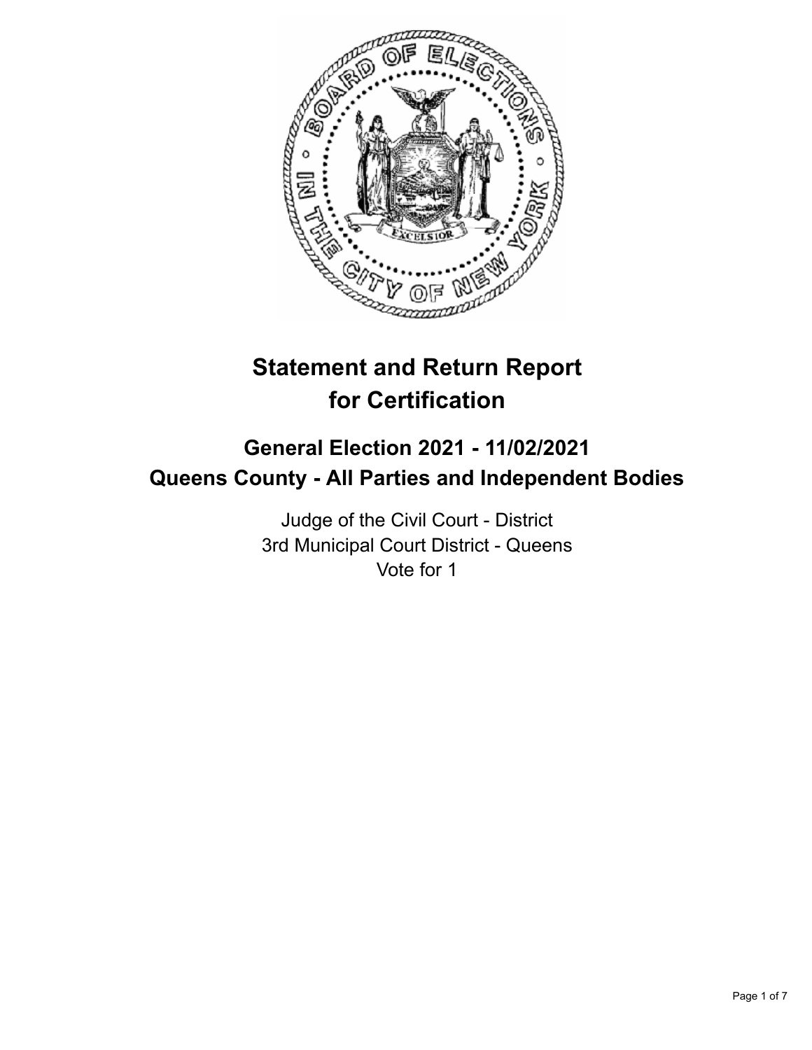# Statement and Return Report for Certification

## General Election 2021 - 11/02/2021
## Queens County - All Parties and Independent Bodies

Judge of the Civil Court - District
3rd Municipal Court District - Queens
Vote for 1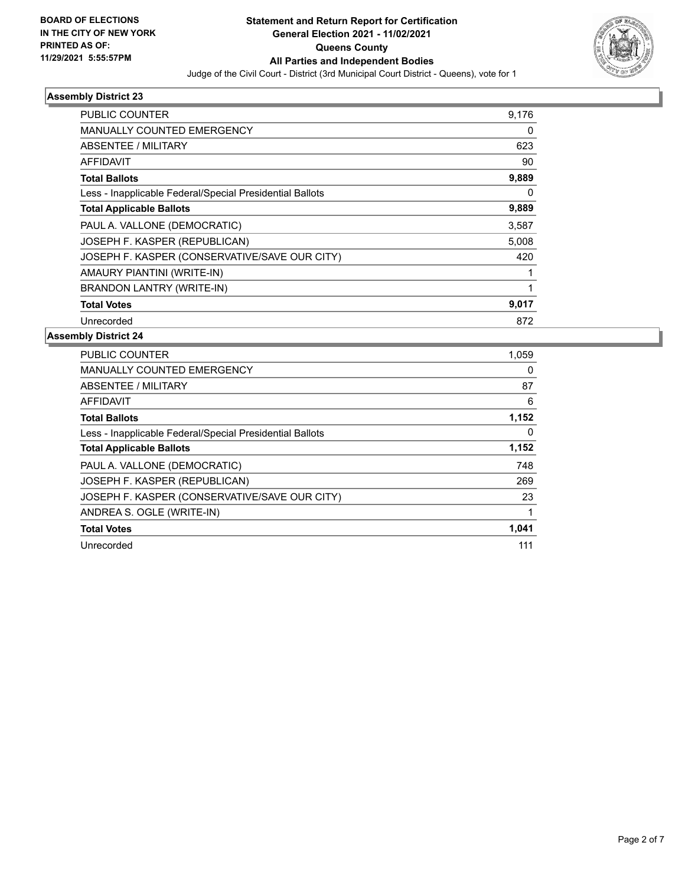**BOARD OF ELECTIONS IN THE CITY OF NEW YORK PRINTED AS OF: 11/29/2021 5:55:57PM**

# Statement and Return Report for Certification
## General Election 2021 - 11/02/2021
## Queens County
## All Parties and Independent Bodies

Judge of the Civil Court - District (3rd Municipal Court District - Queens), vote for 1

### Assembly District 23

| | |
|---|---|
| PUBLIC COUNTER | 9,176 |
| MANUALLY COUNTED EMERGENCY | 0 |
| ABSENTEE / MILITARY | 623 |
| AFFIDAVIT | 90 |
| **Total Ballots** | **9,889** |
| Less - Inapplicable Federal/Special Presidential Ballots | 0 |
| **Total Applicable Ballots** | **9,889** |
| PAUL A. VALLONE (DEMOCRATIC) | 3,587 |
| JOSEPH F. KASPER (REPUBLICAN) | 5,008 |
| JOSEPH F. KASPER (CONSERVATIVE/SAVE OUR CITY) | 420 |
| AMAURY PIANTINI (WRITE-IN) | 1 |
| BRANDON LANTRY (WRITE-IN) | 1 |
| **Total Votes** | **9,017** |
| Unrecorded | 872 |

### Assembly District 24

| | |
|---|---|
| PUBLIC COUNTER | 1,059 |
| MANUALLY COUNTED EMERGENCY | 0 |
| ABSENTEE / MILITARY | 87 |
| AFFIDAVIT | 6 |
| **Total Ballots** | **1,152** |
| Less - Inapplicable Federal/Special Presidential Ballots | 0 |
| **Total Applicable Ballots** | **1,152** |
| PAUL A. VALLONE (DEMOCRATIC) | 748 |
| JOSEPH F. KASPER (REPUBLICAN) | 269 |
| JOSEPH F. KASPER (CONSERVATIVE/SAVE OUR CITY) | 23 |
| ANDREA S. OGLE (WRITE-IN) | 1 |
| **Total Votes** | **1,041** |
| Unrecorded | 111 |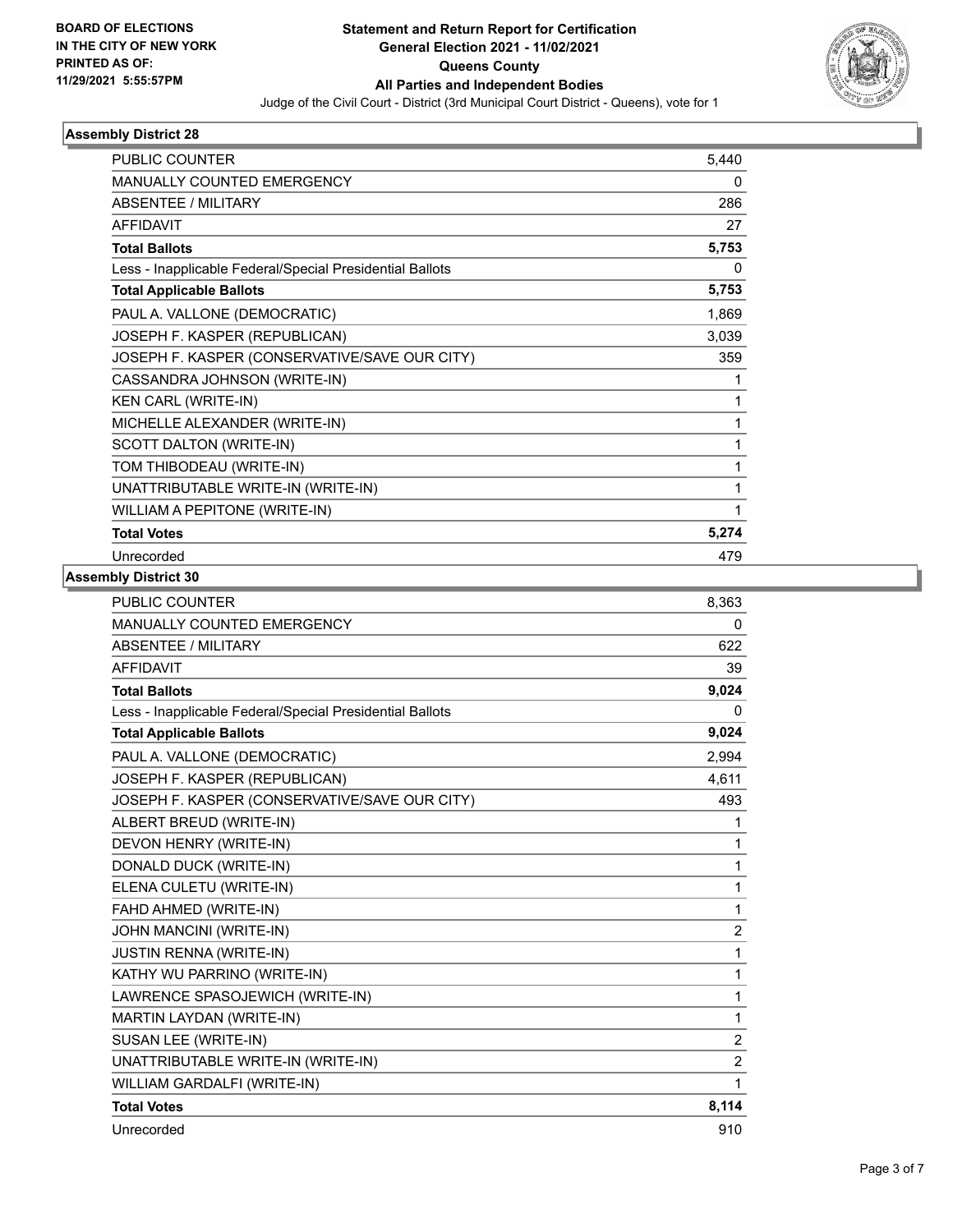**BOARD OF ELECTIONS IN THE CITY OF NEW YORK PRINTED AS OF: 11/29/2021 5:55:57PM**

# Statement and Return Report for Certification
## General Election 2021 - 11/02/2021
## Queens County
## All Parties and Independent Bodies

Judge of the Civil Court - District (3rd Municipal Court District - Queens), vote for 1

### Assembly District 28

| | |
|---|---|
| PUBLIC COUNTER | 5,440 |
| MANUALLY COUNTED EMERGENCY | 0 |
| ABSENTEE / MILITARY | 286 |
| AFFIDAVIT | 27 |
| **Total Ballots** | **5,753** |
| Less - Inapplicable Federal/Special Presidential Ballots | 0 |
| **Total Applicable Ballots** | **5,753** |
| PAUL A. VALLONE (DEMOCRATIC) | 1,869 |
| JOSEPH F. KASPER (REPUBLICAN) | 3,039 |
| JOSEPH F. KASPER (CONSERVATIVE/SAVE OUR CITY) | 359 |
| CASSANDRA JOHNSON (WRITE-IN) | 1 |
| KEN CARL (WRITE-IN) | 1 |
| MICHELLE ALEXANDER (WRITE-IN) | 1 |
| SCOTT DALTON (WRITE-IN) | 1 |
| TOM THIBODEAU (WRITE-IN) | 1 |
| UNATTRIBUTABLE WRITE-IN (WRITE-IN) | 1 |
| WILLIAM A PEPITONE (WRITE-IN) | 1 |
| **Total Votes** | **5,274** |
| Unrecorded | 479 |

### Assembly District 30

| | |
|---|---|
| PUBLIC COUNTER | 8,363 |
| MANUALLY COUNTED EMERGENCY | 0 |
| ABSENTEE / MILITARY | 622 |
| AFFIDAVIT | 39 |
| **Total Ballots** | **9,024** |
| Less - Inapplicable Federal/Special Presidential Ballots | 0 |
| **Total Applicable Ballots** | **9,024** |
| PAUL A. VALLONE (DEMOCRATIC) | 2,994 |
| JOSEPH F. KASPER (REPUBLICAN) | 4,611 |
| JOSEPH F. KASPER (CONSERVATIVE/SAVE OUR CITY) | 493 |
| ALBERT BREUD (WRITE-IN) | 1 |
| DEVON HENRY (WRITE-IN) | 1 |
| DONALD DUCK (WRITE-IN) | 1 |
| ELENA CULETU (WRITE-IN) | 1 |
| FAHD AHMED (WRITE-IN) | 1 |
| JOHN MANCINI (WRITE-IN) | 2 |
| JUSTIN RENNA (WRITE-IN) | 1 |
| KATHY WU PARRINO (WRITE-IN) | 1 |
| LAWRENCE SPASOJEWICH (WRITE-IN) | 1 |
| MARTIN LAYDAN (WRITE-IN) | 1 |
| SUSAN LEE (WRITE-IN) | 2 |
| UNATTRIBUTABLE WRITE-IN (WRITE-IN) | 2 |
| WILLIAM GARDALFI (WRITE-IN) | 1 |
| **Total Votes** | **8,114** |
| Unrecorded | 910 |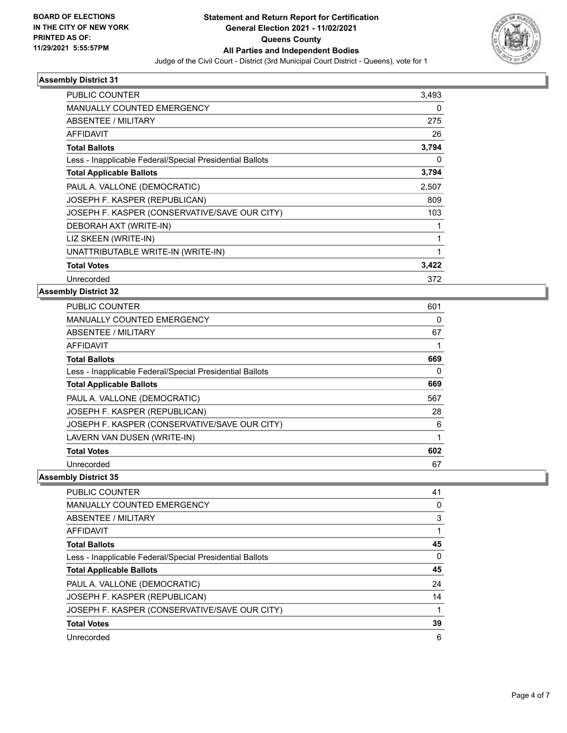BOARD OF ELECTIONS
IN THE CITY OF NEW YORK
PRINTED AS OF:
11/29/2021 5:55:57PM

# Statement and Return Report for Certification
## General Election 2021 - 11/02/2021
## Queens County
## All Parties and Independent Bodies

Judge of the Civil Court - District (3rd Municipal Court District - Queens), vote for 1

### Assembly District 31

| | |
|---|---|
| PUBLIC COUNTER | 3,493 |
| MANUALLY COUNTED EMERGENCY | 0 |
| ABSENTEE / MILITARY | 275 |
| AFFIDAVIT | 26 |
| **Total Ballots** | **3,794** |
| Less - Inapplicable Federal/Special Presidential Ballots | 0 |
| **Total Applicable Ballots** | **3,794** |
| PAUL A. VALLONE (DEMOCRATIC) | 2,507 |
| JOSEPH F. KASPER (REPUBLICAN) | 809 |
| JOSEPH F. KASPER (CONSERVATIVE/SAVE OUR CITY) | 103 |
| DEBORAH AXT (WRITE-IN) | 1 |
| LIZ SKEEN (WRITE-IN) | 1 |
| UNATTRIBUTABLE WRITE-IN (WRITE-IN) | 1 |
| **Total Votes** | **3,422** |
| Unrecorded | 372 |

### Assembly District 32

| | |
|---|---|
| PUBLIC COUNTER | 601 |
| MANUALLY COUNTED EMERGENCY | 0 |
| ABSENTEE / MILITARY | 67 |
| AFFIDAVIT | 1 |
| **Total Ballots** | **669** |
| Less - Inapplicable Federal/Special Presidential Ballots | 0 |
| **Total Applicable Ballots** | **669** |
| PAUL A. VALLONE (DEMOCRATIC) | 567 |
| JOSEPH F. KASPER (REPUBLICAN) | 28 |
| JOSEPH F. KASPER (CONSERVATIVE/SAVE OUR CITY) | 6 |
| LAVERN VAN DUSEN (WRITE-IN) | 1 |
| **Total Votes** | **602** |
| Unrecorded | 67 |

### Assembly District 35

| | |
|---|---|
| PUBLIC COUNTER | 41 |
| MANUALLY COUNTED EMERGENCY | 0 |
| ABSENTEE / MILITARY | 3 |
| AFFIDAVIT | 1 |
| **Total Ballots** | **45** |
| Less - Inapplicable Federal/Special Presidential Ballots | 0 |
| **Total Applicable Ballots** | **45** |
| PAUL A. VALLONE (DEMOCRATIC) | 24 |
| JOSEPH F. KASPER (REPUBLICAN) | 14 |
| JOSEPH F. KASPER (CONSERVATIVE/SAVE OUR CITY) | 1 |
| **Total Votes** | **39** |
| Unrecorded | 6 |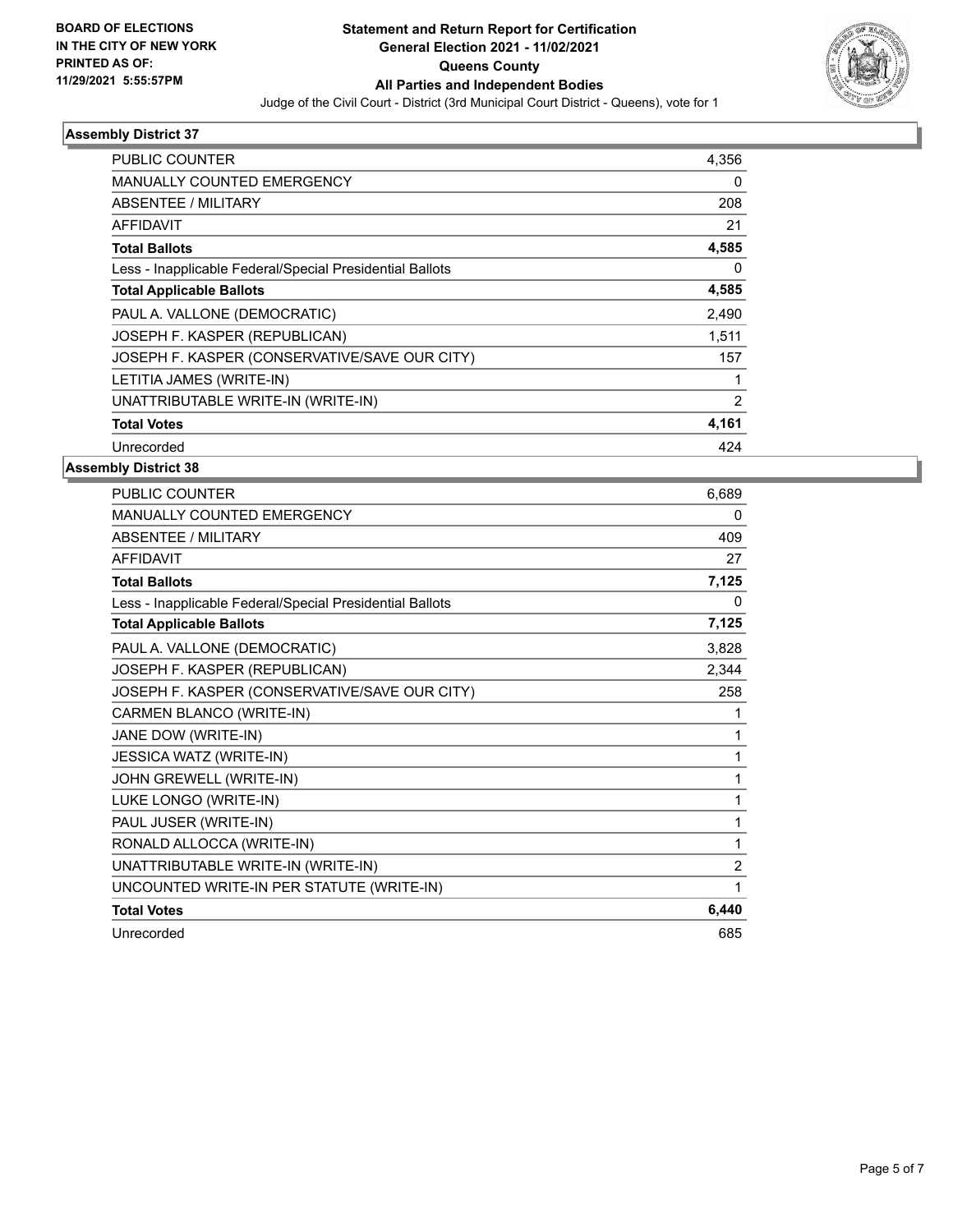**BOARD OF ELECTIONS IN THE CITY OF NEW YORK PRINTED AS OF: 11/29/2021 5:55:57PM**

# Statement and Return Report for Certification
## General Election 2021 - 11/02/2021
## Queens County
## All Parties and Independent Bodies

Judge of the Civil Court - District (3rd Municipal Court District - Queens), vote for 1

### Assembly District 37

| | |
|---|---|
| PUBLIC COUNTER | 4,356 |
| MANUALLY COUNTED EMERGENCY | 0 |
| ABSENTEE / MILITARY | 208 |
| AFFIDAVIT | 21 |
| **Total Ballots** | **4,585** |
| Less - Inapplicable Federal/Special Presidential Ballots | 0 |
| **Total Applicable Ballots** | **4,585** |
| PAUL A. VALLONE (DEMOCRATIC) | 2,490 |
| JOSEPH F. KASPER (REPUBLICAN) | 1,511 |
| JOSEPH F. KASPER (CONSERVATIVE/SAVE OUR CITY) | 157 |
| LETITIA JAMES (WRITE-IN) | 1 |
| UNATTRIBUTABLE WRITE-IN (WRITE-IN) | 2 |
| **Total Votes** | **4,161** |
| Unrecorded | 424 |

### Assembly District 38

| | |
|---|---|
| PUBLIC COUNTER | 6,689 |
| MANUALLY COUNTED EMERGENCY | 0 |
| ABSENTEE / MILITARY | 409 |
| AFFIDAVIT | 27 |
| **Total Ballots** | **7,125** |
| Less - Inapplicable Federal/Special Presidential Ballots | 0 |
| **Total Applicable Ballots** | **7,125** |
| PAUL A. VALLONE (DEMOCRATIC) | 3,828 |
| JOSEPH F. KASPER (REPUBLICAN) | 2,344 |
| JOSEPH F. KASPER (CONSERVATIVE/SAVE OUR CITY) | 258 |
| CARMEN BLANCO (WRITE-IN) | 1 |
| JANE DOW (WRITE-IN) | 1 |
| JESSICA WATZ (WRITE-IN) | 1 |
| JOHN GREWELL (WRITE-IN) | 1 |
| LUKE LONGO (WRITE-IN) | 1 |
| PAUL JUSER (WRITE-IN) | 1 |
| RONALD ALLOCCA (WRITE-IN) | 1 |
| UNATTRIBUTABLE WRITE-IN (WRITE-IN) | 2 |
| UNCOUNTED WRITE-IN PER STATUTE (WRITE-IN) | 1 |
| **Total Votes** | **6,440** |
| Unrecorded | 685 |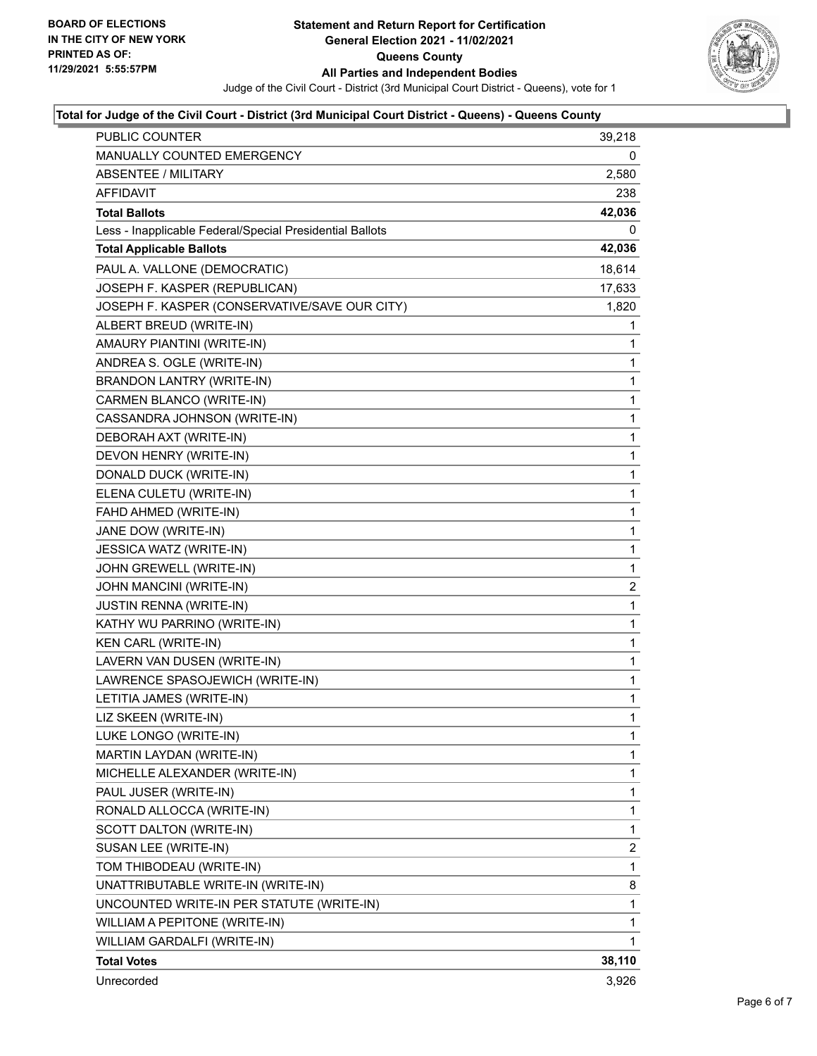**BOARD OF ELECTIONS IN THE CITY OF NEW YORK PRINTED AS OF: 11/29/2021 5:55:57PM**

# Statement and Return Report for Certification
## General Election 2021 - 11/02/2021
## Queens County
## All Parties and Independent Bodies

Judge of the Civil Court - District (3rd Municipal Court District - Queens), vote for 1

### Total for Judge of the Civil Court - District (3rd Municipal Court District - Queens) - Queens County

| | |
|---|---|
| PUBLIC COUNTER | 39,218 |
| MANUALLY COUNTED EMERGENCY | 0 |
| ABSENTEE / MILITARY | 2,580 |
| AFFIDAVIT | 238 |
| **Total Ballots** | **42,036** |
| Less - Inapplicable Federal/Special Presidential Ballots | 0 |
| **Total Applicable Ballots** | **42,036** |
| PAUL A. VALLONE (DEMOCRATIC) | 18,614 |
| JOSEPH F. KASPER (REPUBLICAN) | 17,633 |
| JOSEPH F. KASPER (CONSERVATIVE/SAVE OUR CITY) | 1,820 |
| ALBERT BREUD (WRITE-IN) | 1 |
| AMAURY PIANTINI (WRITE-IN) | 1 |
| ANDREA S. OGLE (WRITE-IN) | 1 |
| BRANDON LANTRY (WRITE-IN) | 1 |
| CARMEN BLANCO (WRITE-IN) | 1 |
| CASSANDRA JOHNSON (WRITE-IN) | 1 |
| DEBORAH AXT (WRITE-IN) | 1 |
| DEVON HENRY (WRITE-IN) | 1 |
| DONALD DUCK (WRITE-IN) | 1 |
| ELENA CULETU (WRITE-IN) | 1 |
| FAHD AHMED (WRITE-IN) | 1 |
| JANE DOW (WRITE-IN) | 1 |
| JESSICA WATZ (WRITE-IN) | 1 |
| JOHN GREWELL (WRITE-IN) | 1 |
| JOHN MANCINI (WRITE-IN) | 2 |
| JUSTIN RENNA (WRITE-IN) | 1 |
| KATHY WU PARRINO (WRITE-IN) | 1 |
| KEN CARL (WRITE-IN) | 1 |
| LAVERN VAN DUSEN (WRITE-IN) | 1 |
| LAWRENCE SPASOJEWICH (WRITE-IN) | 1 |
| LETITIA JAMES (WRITE-IN) | 1 |
| LIZ SKEEN (WRITE-IN) | 1 |
| LUKE LONGO (WRITE-IN) | 1 |
| MARTIN LAYDAN (WRITE-IN) | 1 |
| MICHELLE ALEXANDER (WRITE-IN) | 1 |
| PAUL JUSER (WRITE-IN) | 1 |
| RONALD ALLOCCA (WRITE-IN) | 1 |
| SCOTT DALTON (WRITE-IN) | 1 |
| SUSAN LEE (WRITE-IN) | 2 |
| TOM THIBODEAU (WRITE-IN) | 1 |
| UNATTRIBUTABLE WRITE-IN (WRITE-IN) | 8 |
| UNCOUNTED WRITE-IN PER STATUTE (WRITE-IN) | 1 |
| WILLIAM A PEPITONE (WRITE-IN) | 1 |
| WILLIAM GARDALFI (WRITE-IN) | 1 |
| **Total Votes** | **38,110** |
| Unrecorded | 3,926 |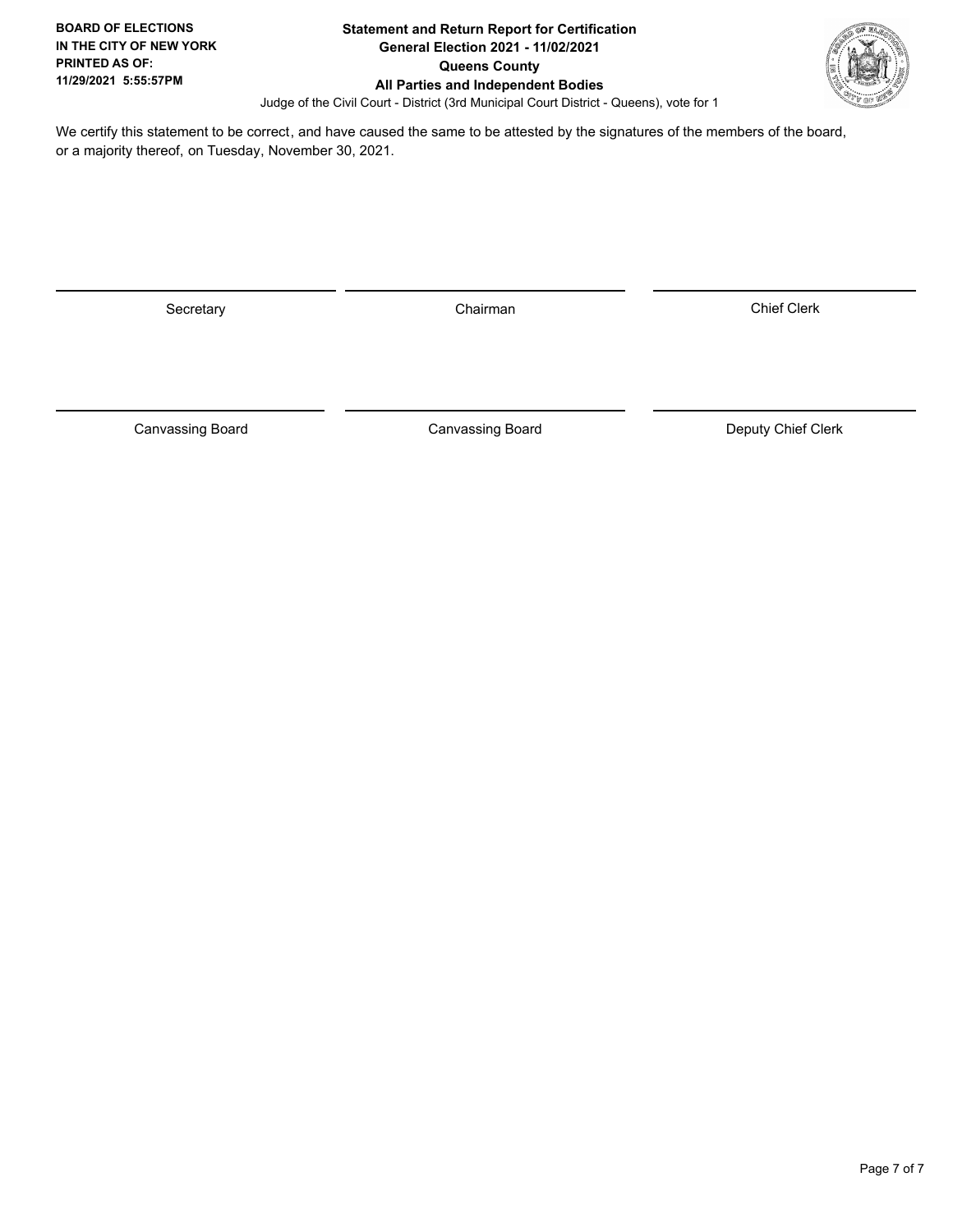**BOARD OF ELECTIONS IN THE CITY OF NEW YORK**
**PRINTED AS OF: 11/29/2021 5:55:57PM**

**Statement and Return Report for Certification**
**General Election 2021 - 11/02/2021**
**Queens County**
**All Parties and Independent Bodies**

Judge of the Civil Court - District (3rd Municipal Court District - Queens), vote for 1

We certify this statement to be correct, and have caused the same to be attested by the signatures of the members of the board, or a majority thereof, on Tuesday, November 30, 2021.

| | | |
|---|---|---|
| Secretary | Chairman | Chief Clerk |
| Canvassing Board | Canvassing Board | Deputy Chief Clerk |